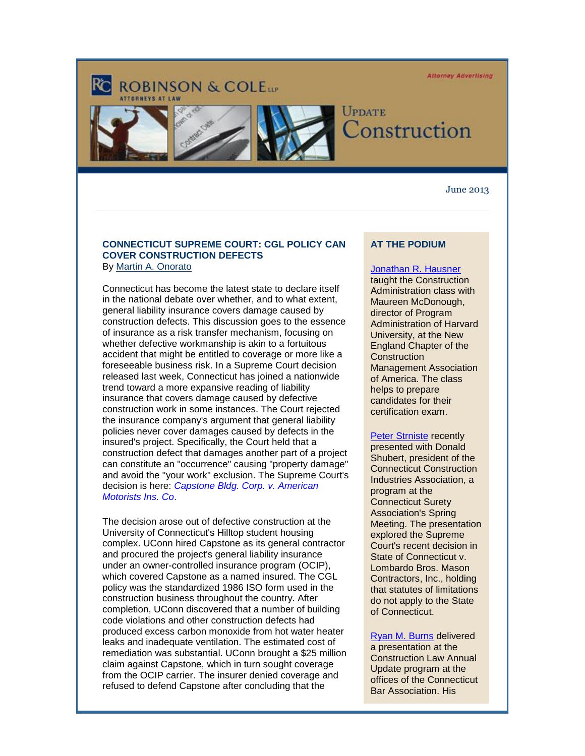Attorney Advertising

ROBINSON & COLE LLP
ATTORNEYS AT LAW

# Update Construction

June 2013

---

## CONNECTICUT SUPREME COURT: CGL POLICY CAN COVER CONSTRUCTION DEFECTS

By Martin A. Onorato

Connecticut has become the latest state to declare itself in the national debate over whether, and to what extent, general liability insurance covers damage caused by construction defects. This discussion goes to the essence of insurance as a risk transfer mechanism, focusing on whether defective workmanship is akin to a fortuitous accident that might be entitled to coverage or more like a foreseeable business risk. In a Supreme Court decision released last week, Connecticut has joined a nationwide trend toward a more expansive reading of liability insurance that covers damage caused by defective construction work in some instances. The Court rejected the insurance company's argument that general liability policies never cover damages caused by defects in the insured's project. Specifically, the Court held that a construction defect that damages another part of a project can constitute an "occurrence" causing "property damage" and avoid the "your work" exclusion. The Supreme Court's decision is here: *Capstone Bldg. Corp. v. American Motorists Ins. Co*.

The decision arose out of defective construction at the University of Connecticut's Hilltop student housing complex. UConn hired Capstone as its general contractor and procured the project's general liability insurance under an owner-controlled insurance program (OCIP), which covered Capstone as a named insured. The CGL policy was the standardized 1986 ISO form used in the construction business throughout the country. After completion, UConn discovered that a number of building code violations and other construction defects had produced excess carbon monoxide from hot water heater leaks and inadequate ventilation. The estimated cost of remediation was substantial. UConn brought a $25 million claim against Capstone, which in turn sought coverage from the OCIP carrier. The insurer denied coverage and refused to defend Capstone after concluding that the

## AT THE PODIUM

Jonathan R. Hausner taught the Construction Administration class with Maureen McDonough, director of Program Administration of Harvard University, at the New England Chapter of the Construction Management Association of America. The class helps to prepare candidates for their certification exam.

Peter Strniste recently presented with Donald Shubert, president of the Connecticut Construction Industries Association, a program at the Connecticut Surety Association's Spring Meeting. The presentation explored the Supreme Court's recent decision in State of Connecticut v. Lombardo Bros. Mason Contractors, Inc., holding that statutes of limitations do not apply to the State of Connecticut.

Ryan M. Burns delivered a presentation at the Construction Law Annual Update program at the offices of the Connecticut Bar Association. His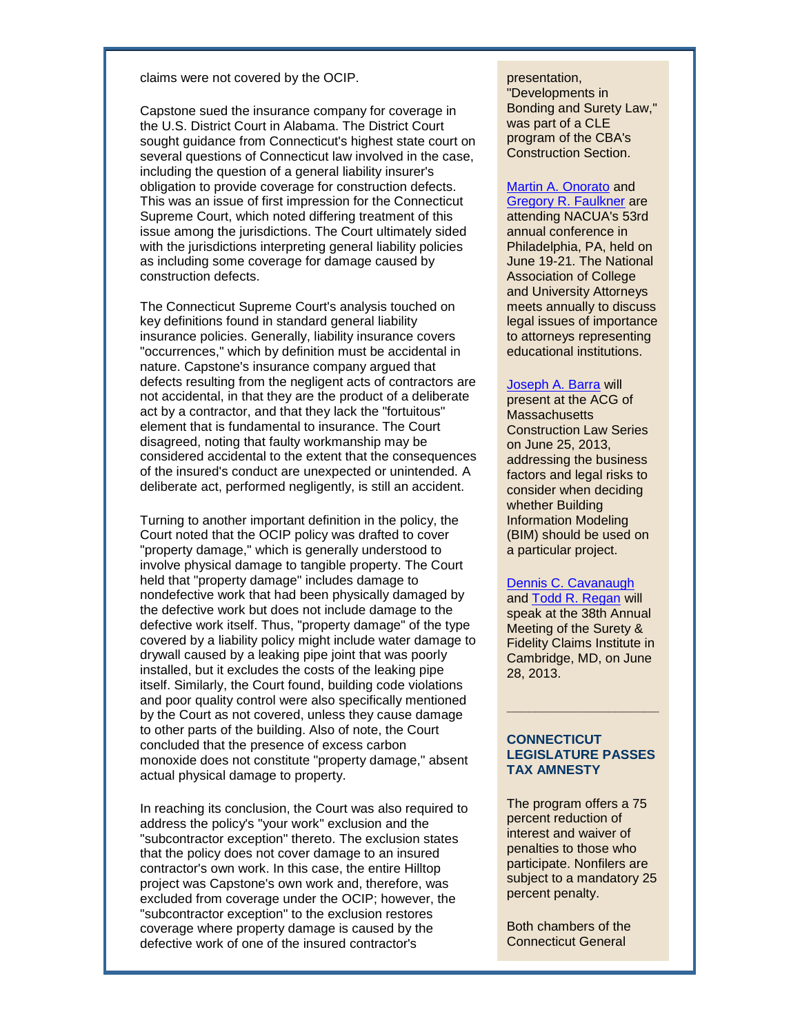claims were not covered by the OCIP.

Capstone sued the insurance company for coverage in the U.S. District Court in Alabama. The District Court sought guidance from Connecticut's highest state court on several questions of Connecticut law involved in the case, including the question of a general liability insurer's obligation to provide coverage for construction defects. This was an issue of first impression for the Connecticut Supreme Court, which noted differing treatment of this issue among the jurisdictions. The Court ultimately sided with the jurisdictions interpreting general liability policies as including some coverage for damage caused by construction defects.

The Connecticut Supreme Court's analysis touched on key definitions found in standard general liability insurance policies. Generally, liability insurance covers "occurrences," which by definition must be accidental in nature. Capstone's insurance company argued that defects resulting from the negligent acts of contractors are not accidental, in that they are the product of a deliberate act by a contractor, and that they lack the "fortuitous" element that is fundamental to insurance. The Court disagreed, noting that faulty workmanship may be considered accidental to the extent that the consequences of the insured's conduct are unexpected or unintended. A deliberate act, performed negligently, is still an accident.

Turning to another important definition in the policy, the Court noted that the OCIP policy was drafted to cover "property damage," which is generally understood to involve physical damage to tangible property. The Court held that "property damage" includes damage to nondefective work that had been physically damaged by the defective work but does not include damage to the defective work itself. Thus, "property damage" of the type covered by a liability policy might include water damage to drywall caused by a leaking pipe joint that was poorly installed, but it excludes the costs of the leaking pipe itself. Similarly, the Court found, building code violations and poor quality control were also specifically mentioned by the Court as not covered, unless they cause damage to other parts of the building. Also of note, the Court concluded that the presence of excess carbon monoxide does not constitute "property damage," absent actual physical damage to property.

In reaching its conclusion, the Court was also required to address the policy's "your work" exclusion and the "subcontractor exception" thereto. The exclusion states that the policy does not cover damage to an insured contractor's own work. In this case, the entire Hilltop project was Capstone's own work and, therefore, was excluded from coverage under the OCIP; however, the "subcontractor exception" to the exclusion restores coverage where property damage is caused by the defective work of one of the insured contractor's

presentation, "Developments in Bonding and Surety Law," was part of a CLE program of the CBA's Construction Section.

Martin A. Onorato and Gregory R. Faulkner are attending NACUA's 53rd annual conference in Philadelphia, PA, held on June 19-21. The National Association of College and University Attorneys meets annually to discuss legal issues of importance to attorneys representing educational institutions.

Joseph A. Barra will present at the ACG of Massachusetts Construction Law Series on June 25, 2013, addressing the business factors and legal risks to consider when deciding whether Building Information Modeling (BIM) should be used on a particular project.

Dennis C. Cavanaugh and Todd R. Regan will speak at the 38th Annual Meeting of the Surety & Fidelity Claims Institute in Cambridge, MD, on June 28, 2013.

---

**CONNECTICUT LEGISLATURE PASSES TAX AMNESTY**

The program offers a 75 percent reduction of interest and waiver of penalties to those who participate. Nonfilers are subject to a mandatory 25 percent penalty.

Both chambers of the Connecticut General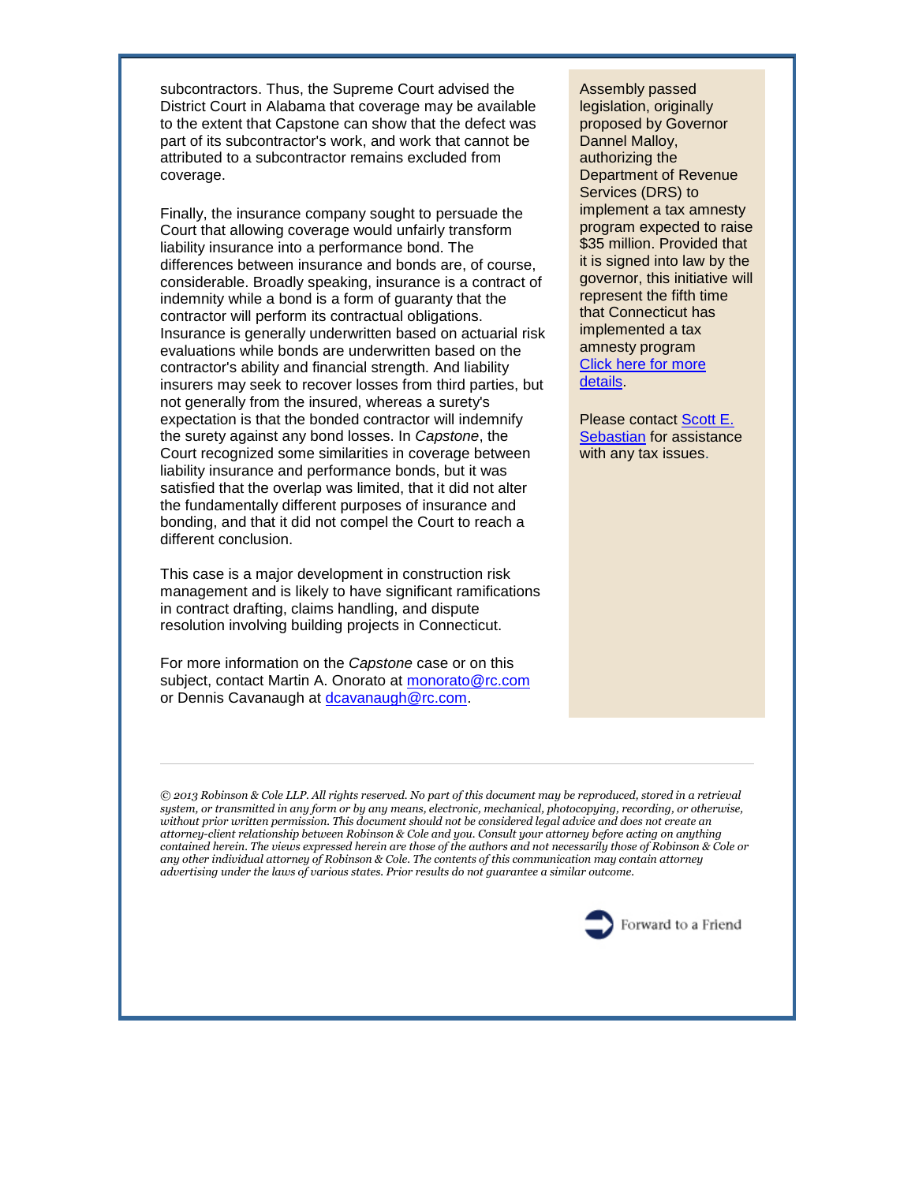subcontractors. Thus, the Supreme Court advised the District Court in Alabama that coverage may be available to the extent that Capstone can show that the defect was part of its subcontractor's work, and work that cannot be attributed to a subcontractor remains excluded from coverage.

Finally, the insurance company sought to persuade the Court that allowing coverage would unfairly transform liability insurance into a performance bond. The differences between insurance and bonds are, of course, considerable. Broadly speaking, insurance is a contract of indemnity while a bond is a form of guaranty that the contractor will perform its contractual obligations. Insurance is generally underwritten based on actuarial risk evaluations while bonds are underwritten based on the contractor's ability and financial strength. And liability insurers may seek to recover losses from third parties, but not generally from the insured, whereas a surety's expectation is that the bonded contractor will indemnify the surety against any bond losses. In *Capstone*, the Court recognized some similarities in coverage between liability insurance and performance bonds, but it was satisfied that the overlap was limited, that it did not alter the fundamentally different purposes of insurance and bonding, and that it did not compel the Court to reach a different conclusion.

This case is a major development in construction risk management and is likely to have significant ramifications in contract drafting, claims handling, and dispute resolution involving building projects in Connecticut.

For more information on the *Capstone* case or on this subject, contact Martin A. Onorato at [monorato@rc.com](mailto:monorato@rc.com) or Dennis Cavanaugh at [dcavanaugh@rc.com](mailto:dcavanaugh@rc.com).

Assembly passed legislation, originally proposed by Governor Dannel Malloy, authorizing the Department of Revenue Services (DRS) to implement a tax amnesty program expected to raise $35 million. Provided that it is signed into law by the governor, this initiative will represent the fifth time that Connecticut has implemented a tax amnesty program [Click here for more details](#).

Please contact [Scott E. Sebastian](#) for assistance with any tax issues.

---

*© 2013 Robinson & Cole LLP. All rights reserved. No part of this document may be reproduced, stored in a retrieval system, or transmitted in any form or by any means, electronic, mechanical, photocopying, recording, or otherwise, without prior written permission. This document should not be considered legal advice and does not create an attorney-client relationship between Robinson & Cole and you. Consult your attorney before acting on anything contained herein. The views expressed herein are those of the authors and not necessarily those of Robinson & Cole or any other individual attorney of Robinson & Cole. The contents of this communication may contain attorney advertising under the laws of various states. Prior results do not guarantee a similar outcome.*

Forward to a Friend